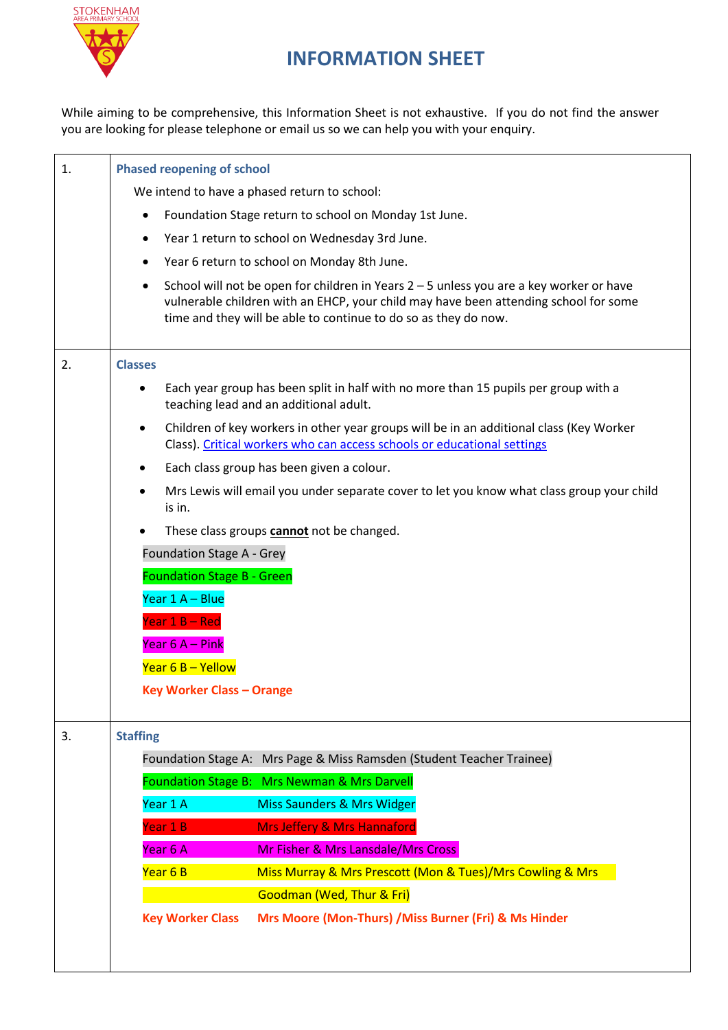STOKENHAM AREA PRIMARY SCHOOL

# INFORMATION SHEET

While aiming to be comprehensive, this Information Sheet is not exhaustive. If you do not find the answer you are looking for please telephone or email us so we can help you with your enquiry.

| | |
|---|---|
| 1. | **Phased reopening of school**<br><br>We intend to have a phased return to school:<br><br>• Foundation Stage return to school on Monday 1st June.<br>• Year 1 return to school on Wednesday 3rd June.<br>• Year 6 return to school on Monday 8th June.<br>• School will not be open for children in Years 2 – 5 unless you are a key worker or have vulnerable children with an EHCP, your child may have been attending school for some time and they will be able to continue to do so as they do now. |
| 2. | **Classes**<br><br>• Each year group has been split in half with no more than 15 pupils per group with a teaching lead and an additional adult.<br>• Children of key workers in other year groups will be in an additional class (Key Worker Class). Critical workers who can access schools or educational settings<br>• Each class group has been given a colour.<br>• Mrs Lewis will email you under separate cover to let you know what class group your child is in.<br>• These class groups **cannot** not be changed.<br><br>Foundation Stage A - Grey<br>Foundation Stage B - Green<br>Year 1 A – Blue<br>Year 1 B – Red<br>Year 6 A – Pink<br>Year 6 B – Yellow<br>**Key Worker Class – Orange** |
| 3. | **Staffing**<br><br>Foundation Stage A: Mrs Page & Miss Ramsden (Student Teacher Trainee)<br>Foundation Stage B: Mrs Newman & Mrs Darvell<br>Year 1 A: Miss Saunders & Mrs Widger<br>Year 1 B: Mrs Jeffery & Mrs Hannaford<br>Year 6 A: Mr Fisher & Mrs Lansdale/Mrs Cross<br>Year 6 B: Miss Murray & Mrs Prescott (Mon & Tues)/Mrs Cowling & Mrs Goodman (Wed, Thur & Fri)<br>**Key Worker Class: Mrs Moore (Mon-Thurs) /Miss Burner (Fri) & Ms Hinder** |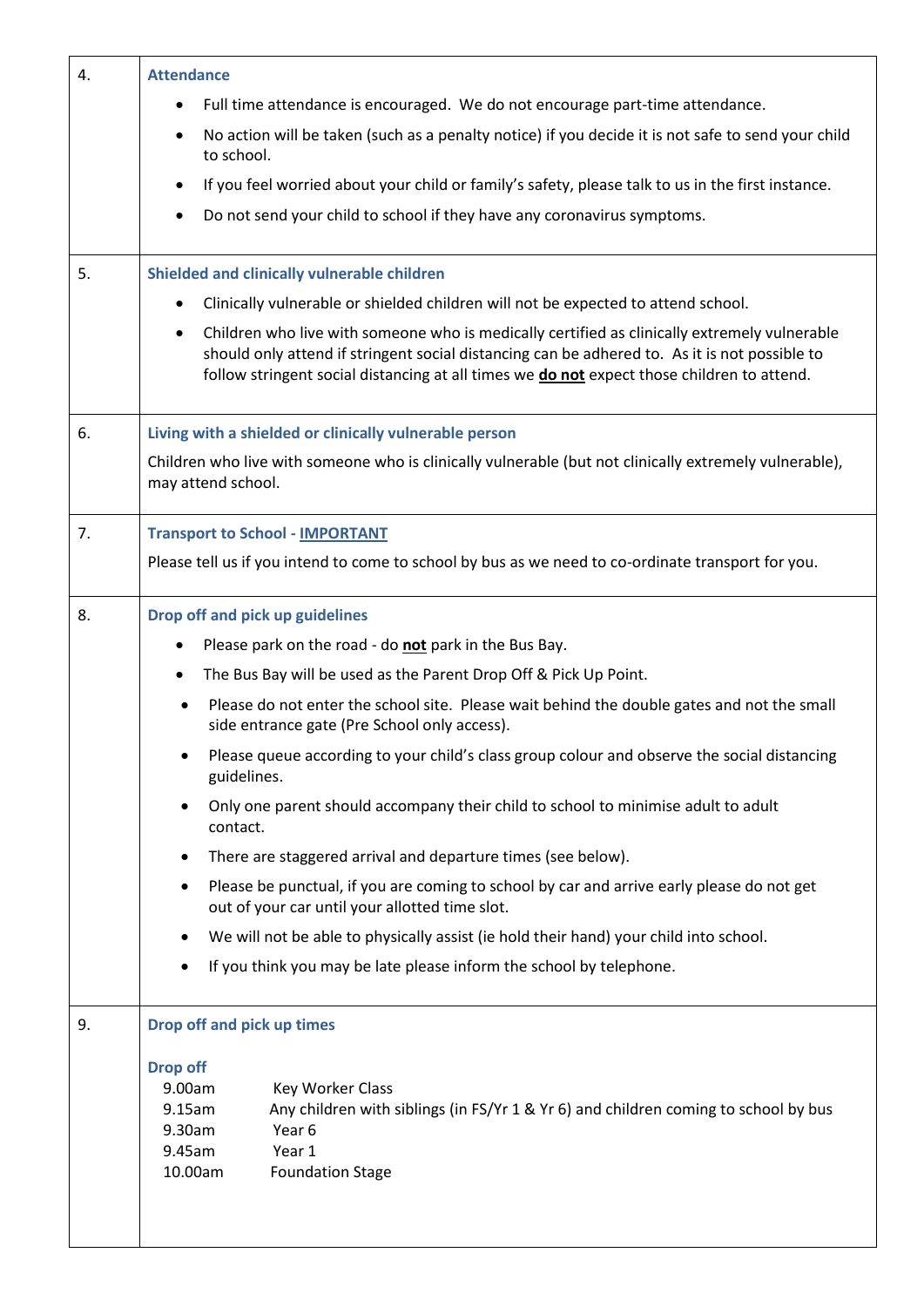| | |
|---|---|
| 4. | **Attendance**<br>• Full time attendance is encouraged. We do not encourage part-time attendance.<br>• No action will be taken (such as a penalty notice) if you decide it is not safe to send your child to school.<br>• If you feel worried about your child or family's safety, please talk to us in the first instance.<br>• Do not send your child to school if they have any coronavirus symptoms. |
| 5. | **Shielded and clinically vulnerable children**<br>• Clinically vulnerable or shielded children will not be expected to attend school.<br>• Children who live with someone who is medically certified as clinically extremely vulnerable should only attend if stringent social distancing can be adhered to. As it is not possible to follow stringent social distancing at all times we <u>**do not**</u> expect those children to attend. |
| 6. | **Living with a shielded or clinically vulnerable person**<br>Children who live with someone who is clinically vulnerable (but not clinically extremely vulnerable), may attend school. |
| 7. | **Transport to School - <u>IMPORTANT</u>**<br>Please tell us if you intend to come to school by bus as we need to co-ordinate transport for you. |
| 8. | **Drop off and pick up guidelines**<br>• Please park on the road - do <u>**not**</u> park in the Bus Bay.<br>• The Bus Bay will be used as the Parent Drop Off & Pick Up Point.<br>• Please do not enter the school site. Please wait behind the double gates and not the small side entrance gate (Pre School only access).<br>• Please queue according to your child's class group colour and observe the social distancing guidelines.<br>• Only one parent should accompany their child to school to minimise adult to adult contact.<br>• There are staggered arrival and departure times (see below).<br>• Please be punctual, if you are coming to school by car and arrive early please do not get out of your car until your allotted time slot.<br>• We will not be able to physically assist (ie hold their hand) your child into school.<br>• If you think you may be late please inform the school by telephone. |
| 9. | **Drop off and pick up times**<br><br>**Drop off**<br>9.00am Key Worker Class<br>9.15am Any children with siblings (in FS/Yr 1 & Yr 6) and children coming to school by bus<br>9.30am Year 6<br>9.45am Year 1<br>10.00am Foundation Stage |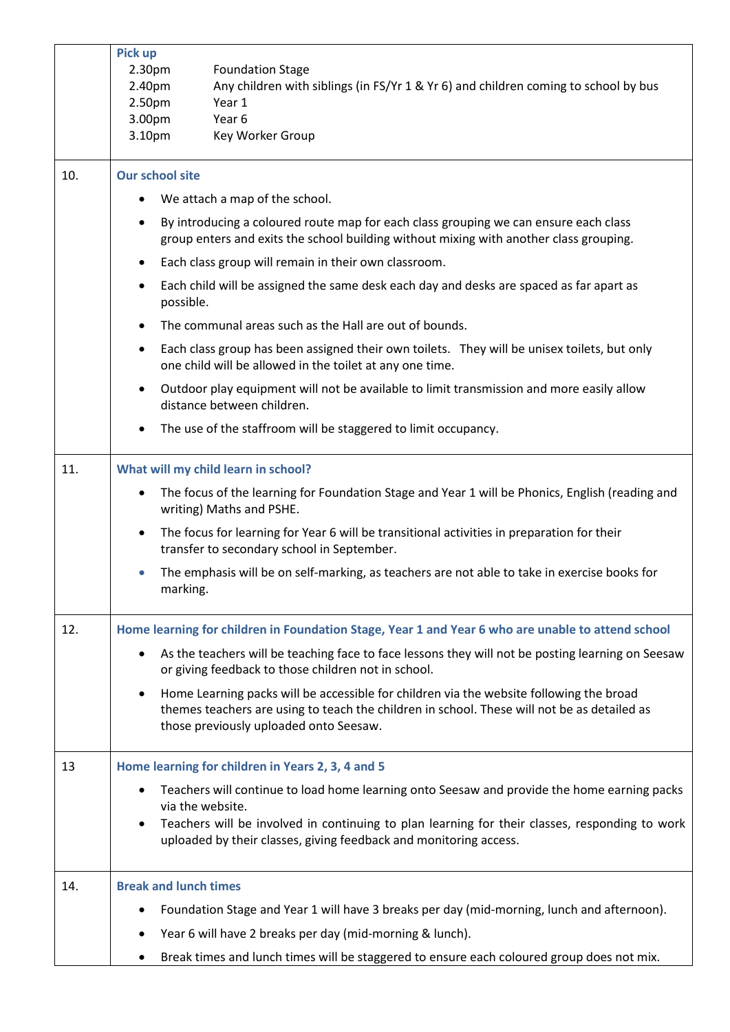| | |
|---|---|
| | **Pick up**<br>2.30pm Foundation Stage<br>2.40pm Any children with siblings (in FS/Yr 1 & Yr 6) and children coming to school by bus<br>2.50pm Year 1<br>3.00pm Year 6<br>3.10pm Key Worker Group |
| 10. | **Our school site**<br>• We attach a map of the school.<br>• By introducing a coloured route map for each class grouping we can ensure each class group enters and exits the school building without mixing with another class grouping.<br>• Each class group will remain in their own classroom.<br>• Each child will be assigned the same desk each day and desks are spaced as far apart as possible.<br>• The communal areas such as the Hall are out of bounds.<br>• Each class group has been assigned their own toilets. They will be unisex toilets, but only one child will be allowed in the toilet at any one time.<br>• Outdoor play equipment will not be available to limit transmission and more easily allow distance between children.<br>• The use of the staffroom will be staggered to limit occupancy. |
| 11. | **What will my child learn in school?**<br>• The focus of the learning for Foundation Stage and Year 1 will be Phonics, English (reading and writing) Maths and PSHE.<br>• The focus for learning for Year 6 will be transitional activities in preparation for their transfer to secondary school in September.<br>• The emphasis will be on self-marking, as teachers are not able to take in exercise books for marking. |
| 12. | **Home learning for children in Foundation Stage, Year 1 and Year 6 who are unable to attend school**<br>• As the teachers will be teaching face to face lessons they will not be posting learning on Seesaw or giving feedback to those children not in school.<br>• Home Learning packs will be accessible for children via the website following the broad themes teachers are using to teach the children in school. These will not be as detailed as those previously uploaded onto Seesaw. |
| 13 | **Home learning for children in Years 2, 3, 4 and 5**<br>• Teachers will continue to load home learning onto Seesaw and provide the home earning packs via the website.<br>• Teachers will be involved in continuing to plan learning for their classes, responding to work uploaded by their classes, giving feedback and monitoring access. |
| 14. | **Break and lunch times**<br>• Foundation Stage and Year 1 will have 3 breaks per day (mid-morning, lunch and afternoon).<br>• Year 6 will have 2 breaks per day (mid-morning & lunch).<br>• Break times and lunch times will be staggered to ensure each coloured group does not mix. |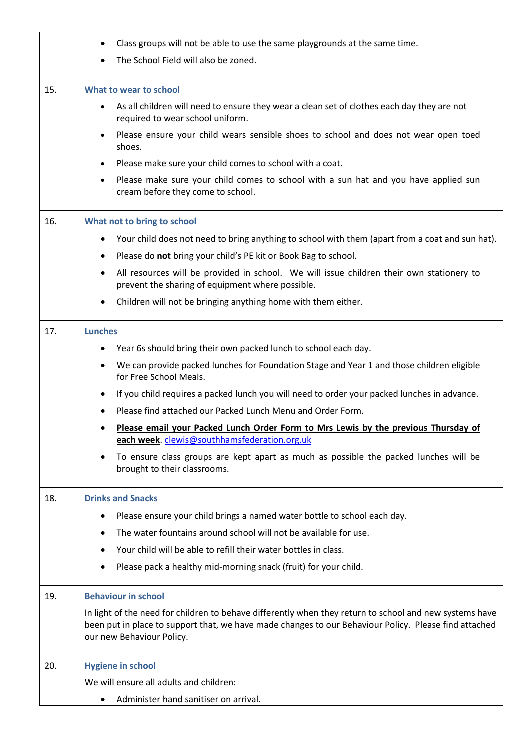| | |
|---|---|
| | • Class groups will not be able to use the same playgrounds at the same time.<br>• The School Field will also be zoned. |
| 15. | **What to wear to school**<br>• As all children will need to ensure they wear a clean set of clothes each day they are not required to wear school uniform.<br>• Please ensure your child wears sensible shoes to school and does not wear open toed shoes.<br>• Please make sure your child comes to school with a coat.<br>• Please make sure your child comes to school with a sun hat and you have applied sun cream before they come to school. |
| 16. | **What <u>not</u> to bring to school**<br>• Your child does not need to bring anything to school with them (apart from a coat and sun hat).<br>• Please do **<u>not</u>** bring your child's PE kit or Book Bag to school.<br>• All resources will be provided in school. We will issue children their own stationery to prevent the sharing of equipment where possible.<br>• Children will not be bringing anything home with them either. |
| 17. | **Lunches**<br>• Year 6s should bring their own packed lunch to school each day.<br>• We can provide packed lunches for Foundation Stage and Year 1 and those children eligible for Free School Meals.<br>• If you child requires a packed lunch you will need to order your packed lunches in advance.<br>• Please find attached our Packed Lunch Menu and Order Form.<br>• **<u>Please email your Packed Lunch Order Form to Mrs Lewis by the previous Thursday of each week</u>**. [clewis@southhamsfederation.org.uk](mailto:clewis@southhamsfederation.org.uk)<br>• To ensure class groups are kept apart as much as possible the packed lunches will be brought to their classrooms. |
| 18. | **Drinks and Snacks**<br>• Please ensure your child brings a named water bottle to school each day.<br>• The water fountains around school will not be available for use.<br>• Your child will be able to refill their water bottles in class.<br>• Please pack a healthy mid-morning snack (fruit) for your child. |
| 19. | **Behaviour in school**<br>In light of the need for children to behave differently when they return to school and new systems have been put in place to support that, we have made changes to our Behaviour Policy. Please find attached our new Behaviour Policy. |
| 20. | **Hygiene in school**<br>We will ensure all adults and children:<br>• Administer hand sanitiser on arrival. |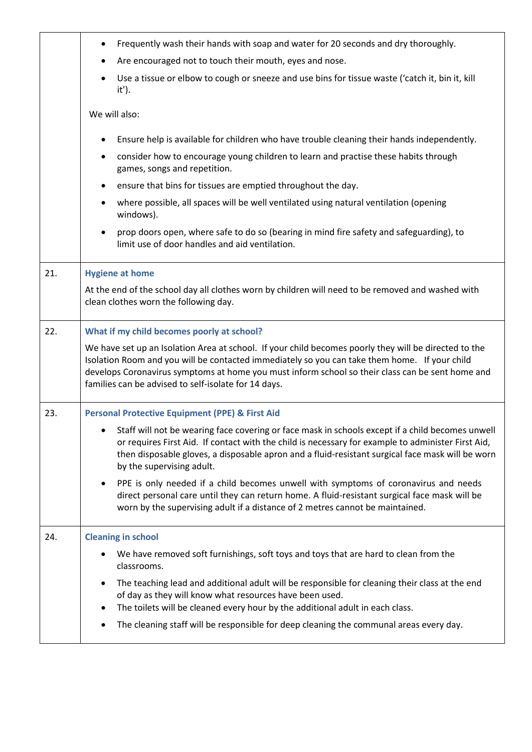| | |
|---|---|
| | • Frequently wash their hands with soap and water for 20 seconds and dry thoroughly.<br>• Are encouraged not to touch their mouth, eyes and nose.<br>• Use a tissue or elbow to cough or sneeze and use bins for tissue waste ('catch it, bin it, kill it').<br><br>We will also:<br><br>• Ensure help is available for children who have trouble cleaning their hands independently.<br>• consider how to encourage young children to learn and practise these habits through games, songs and repetition.<br>• ensure that bins for tissues are emptied throughout the day.<br>• where possible, all spaces will be well ventilated using natural ventilation (opening windows).<br>• prop doors open, where safe to do so (bearing in mind fire safety and safeguarding), to limit use of door handles and aid ventilation. |
| 21. | **Hygiene at home**<br><br>At the end of the school day all clothes worn by children will need to be removed and washed with clean clothes worn the following day. |
| 22. | **What if my child becomes poorly at school?**<br><br>We have set up an Isolation Area at school. If your child becomes poorly they will be directed to the Isolation Room and you will be contacted immediately so you can take them home. If your child develops Coronavirus symptoms at home you must inform school so their class can be sent home and families can be advised to self-isolate for 14 days. |
| 23. | **Personal Protective Equipment (PPE) & First Aid**<br><br>• Staff will not be wearing face covering or face mask in schools except if a child becomes unwell or requires First Aid. If contact with the child is necessary for example to administer First Aid, then disposable gloves, a disposable apron and a fluid-resistant surgical face mask will be worn by the supervising adult.<br>• PPE is only needed if a child becomes unwell with symptoms of coronavirus and needs direct personal care until they can return home. A fluid-resistant surgical face mask will be worn by the supervising adult if a distance of 2 metres cannot be maintained. |
| 24. | **Cleaning in school**<br><br>• We have removed soft furnishings, soft toys and toys that are hard to clean from the classrooms.<br>• The teaching lead and additional adult will be responsible for cleaning their class at the end of day as they will know what resources have been used.<br>• The toilets will be cleaned every hour by the additional adult in each class.<br>• The cleaning staff will be responsible for deep cleaning the communal areas every day. |